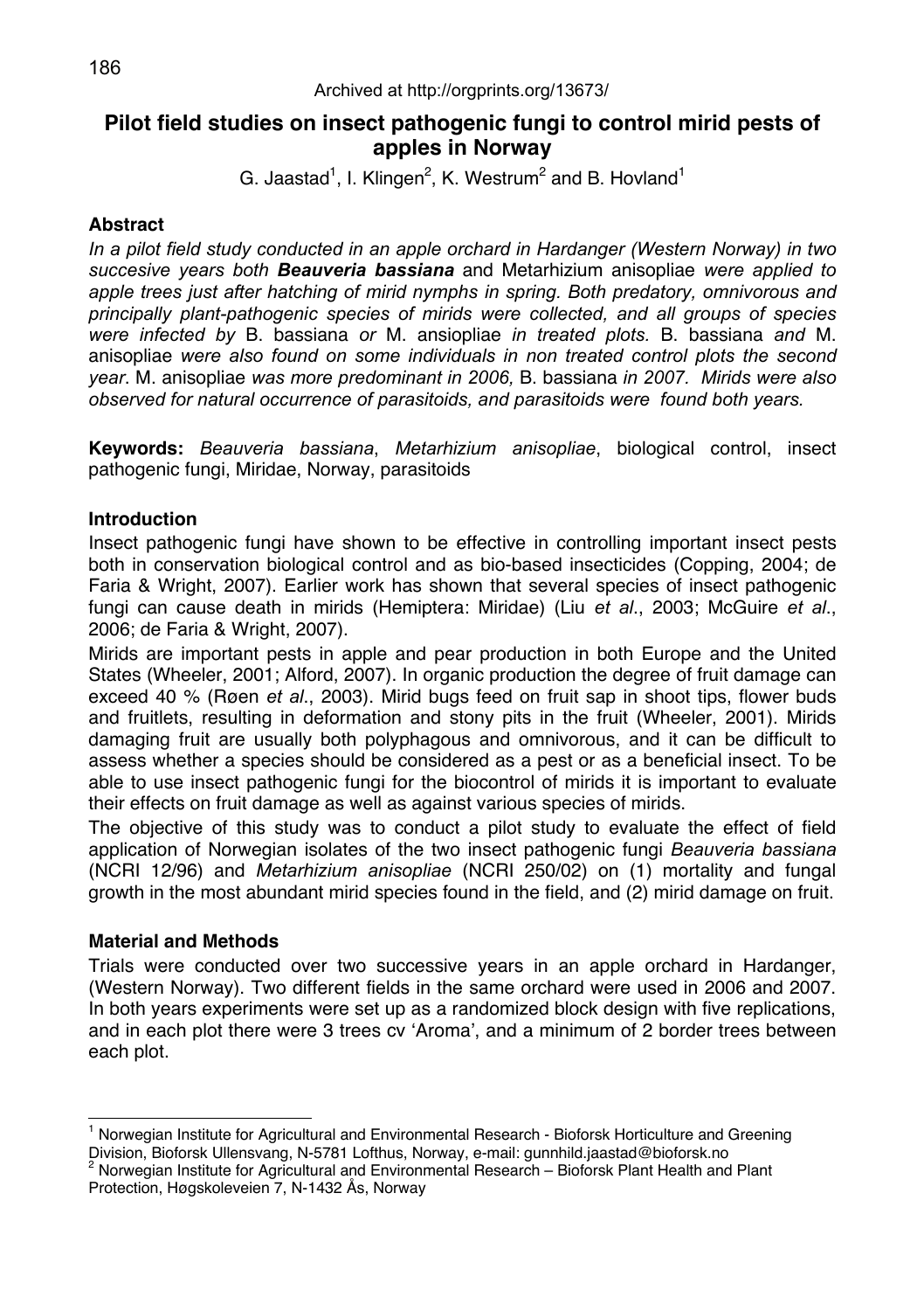Archived at http://orgprints.org/13673/

# Pilot field studies on insect pathogenic fungi to control mirid pests of apples in Norway

G. Jaastad[1], I. Klingen[2], K. Westrum[2] and B. Hovland[1]

## Abstract

*In a pilot field study conducted in an apple orchard in Hardanger (Western Norway) in two succesive years both* ***Beauveria bassiana*** *and* Metarhizium anisopliae *were applied to apple trees just after hatching of mirid nymphs in spring. Both predatory, omnivorous and principally plant-pathogenic species of mirids were collected, and all groups of species were infected by* B. bassiana *or* M. ansiopliae *in treated plots.* B. bassiana *and* M. anisopliae *were also found on some individuals in non treated control plots the second year.* M. anisopliae *was more predominant in 2006,* B. bassiana *in 2007. Mirids were also observed for natural occurrence of parasitoids, and parasitoids were found both years.*

**Keywords:** *Beauveria bassiana*, *Metarhizium anisopliae*, biological control, insect pathogenic fungi, Miridae, Norway, parasitoids

## Introduction

Insect pathogenic fungi have shown to be effective in controlling important insect pests both in conservation biological control and as bio-based insecticides (Copping, 2004; de Faria & Wright, 2007). Earlier work has shown that several species of insect pathogenic fungi can cause death in mirids (Hemiptera: Miridae) (Liu *et al*., 2003; McGuire *et al*., 2006; de Faria & Wright, 2007).

Mirids are important pests in apple and pear production in both Europe and the United States (Wheeler, 2001; Alford, 2007). In organic production the degree of fruit damage can exceed 40 % (Røen *et al*., 2003). Mirid bugs feed on fruit sap in shoot tips, flower buds and fruitlets, resulting in deformation and stony pits in the fruit (Wheeler, 2001). Mirids damaging fruit are usually both polyphagous and omnivorous, and it can be difficult to assess whether a species should be considered as a pest or as a beneficial insect. To be able to use insect pathogenic fungi for the biocontrol of mirids it is important to evaluate their effects on fruit damage as well as against various species of mirids.

The objective of this study was to conduct a pilot study to evaluate the effect of field application of Norwegian isolates of the two insect pathogenic fungi *Beauveria bassiana* (NCRI 12/96) and *Metarhizium anisopliae* (NCRI 250/02) on (1) mortality and fungal growth in the most abundant mirid species found in the field, and (2) mirid damage on fruit.

## Material and Methods

Trials were conducted over two successive years in an apple orchard in Hardanger, (Western Norway). Two different fields in the same orchard were used in 2006 and 2007. In both years experiments were set up as a randomized block design with five replications, and in each plot there were 3 trees cv 'Aroma', and a minimum of 2 border trees between each plot.

---

[1] Norwegian Institute for Agricultural and Environmental Research - Bioforsk Horticulture and Greening Division, Bioforsk Ullensvang, N-5781 Lofthus, Norway, e-mail: gunnhild.jaastad@bioforsk.no

[2] Norwegian Institute for Agricultural and Environmental Research – Bioforsk Plant Health and Plant Protection, Høgskoleveien 7, N-1432 Ås, Norway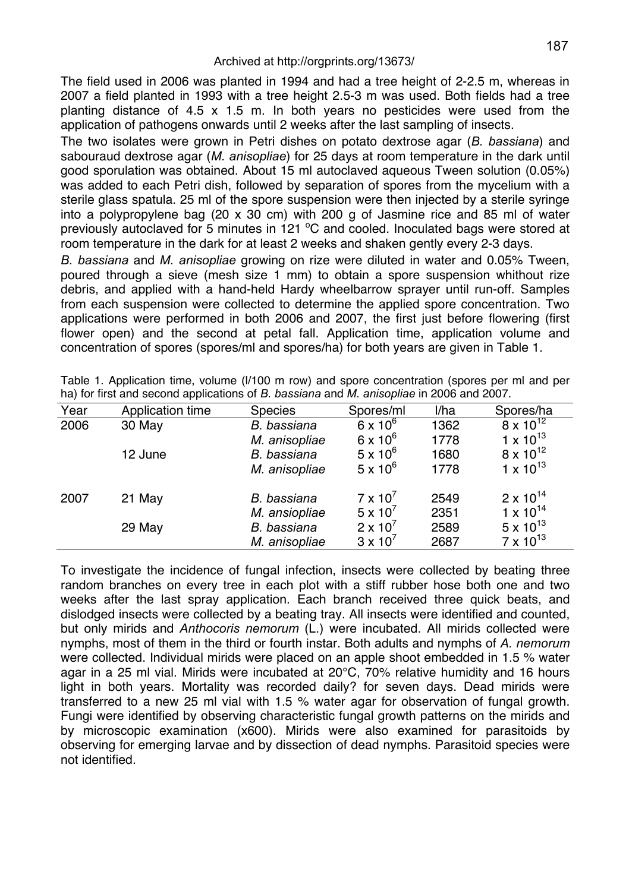The field used in 2006 was planted in 1994 and had a tree height of 2-2.5 m, whereas in 2007 a field planted in 1993 with a tree height 2.5-3 m was used. Both fields had a tree planting distance of 4.5 x 1.5 m. In both years no pesticides were used from the application of pathogens onwards until 2 weeks after the last sampling of insects.

The two isolates were grown in Petri dishes on potato dextrose agar (*B. bassiana*) and sabouraud dextrose agar (*M. anisopliae*) for 25 days at room temperature in the dark until good sporulation was obtained. About 15 ml autoclaved aqueous Tween solution (0.05%) was added to each Petri dish, followed by separation of spores from the mycelium with a sterile glass spatula. 25 ml of the spore suspension were then injected by a sterile syringe into a polypropylene bag (20 x 30 cm) with 200 g of Jasmine rice and 85 ml of water previously autoclaved for 5 minutes in 121 °C and cooled. Inoculated bags were stored at room temperature in the dark for at least 2 weeks and shaken gently every 2-3 days.

*B. bassiana* and *M. anisopliae* growing on rize were diluted in water and 0.05% Tween, poured through a sieve (mesh size 1 mm) to obtain a spore suspension whithout rize debris, and applied with a hand-held Hardy wheelbarrow sprayer until run-off. Samples from each suspension were collected to determine the applied spore concentration. Two applications were performed in both 2006 and 2007, the first just before flowering (first flower open) and the second at petal fall. Application time, application volume and concentration of spores (spores/ml and spores/ha) for both years are given in Table 1.

Table 1. Application time, volume (l/100 m row) and spore concentration (spores per ml and per ha) for first and second applications of *B. bassiana* and *M. anisopliae* in 2006 and 2007.

| Year | Application time | Species | Spores/ml | l/ha | Spores/ha |
|---|---|---|---|---|---|
| 2006 | 30 May | *B. bassiana* | $6 \times 10^6$ | 1362 | $8 \times 10^{12}$ |
| | | *M. anisopliae* | $6 \times 10^6$ | 1778 | $1 \times 10^{13}$ |
| | 12 June | *B. bassiana* | $5 \times 10^6$ | 1680 | $8 \times 10^{12}$ |
| | | *M. anisopliae* | $5 \times 10^6$ | 1778 | $1 \times 10^{13}$ |
| 2007 | 21 May | *B. bassiana* | $7 \times 10^7$ | 2549 | $2 \times 10^{14}$ |
| | | *M. ansiopliae* | $5 \times 10^7$ | 2351 | $1 \times 10^{14}$ |
| | 29 May | *B. bassiana* | $2 \times 10^7$ | 2589 | $5 \times 10^{13}$ |
| | | *M. anisopliae* | $3 \times 10^7$ | 2687 | $7 \times 10^{13}$ |

To investigate the incidence of fungal infection, insects were collected by beating three random branches on every tree in each plot with a stiff rubber hose both one and two weeks after the last spray application. Each branch received three quick beats, and dislodged insects were collected by a beating tray. All insects were identified and counted, but only mirids and *Anthocoris nemorum* (L.) were incubated. All mirids collected were nymphs, most of them in the third or fourth instar. Both adults and nymphs of *A. nemorum* were collected. Individual mirids were placed on an apple shoot embedded in 1.5 % water agar in a 25 ml vial. Mirids were incubated at 20°C, 70% relative humidity and 16 hours light in both years. Mortality was recorded daily? for seven days. Dead mirids were transferred to a new 25 ml vial with 1.5 % water agar for observation of fungal growth. Fungi were identified by observing characteristic fungal growth patterns on the mirids and by microscopic examination (x600). Mirids were also examined for parasitoids by observing for emerging larvae and by dissection of dead nymphs. Parasitoid species were not identified.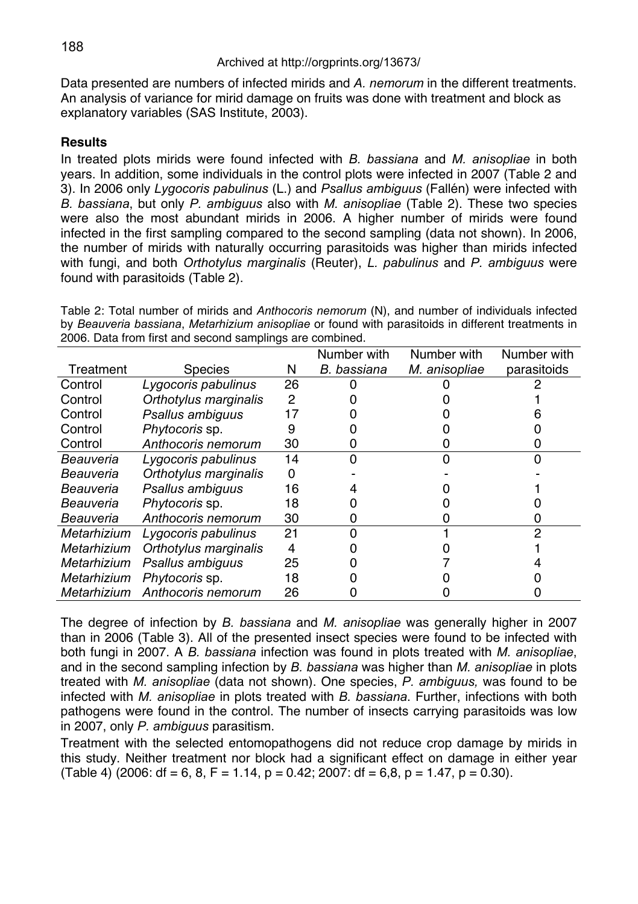Data presented are numbers of infected mirids and *A. nemorum* in the different treatments. An analysis of variance for mirid damage on fruits was done with treatment and block as explanatory variables (SAS Institute, 2003).

## Results

In treated plots mirids were found infected with *B. bassiana* and *M. anisopliae* in both years. In addition, some individuals in the control plots were infected in 2007 (Table 2 and 3). In 2006 only *Lygocoris pabulinus* (L.) and *Psallus ambiguus* (Fallén) were infected with *B. bassiana*, but only *P. ambiguus* also with *M. anisopliae* (Table 2). These two species were also the most abundant mirids in 2006. A higher number of mirids were found infected in the first sampling compared to the second sampling (data not shown). In 2006, the number of mirids with naturally occurring parasitoids was higher than mirids infected with fungi, and both *Orthotylus marginalis* (Reuter), *L. pabulinus* and *P. ambiguus* were found with parasitoids (Table 2).

Table 2: Total number of mirids and *Anthocoris nemorum* (N), and number of individuals infected by *Beauveria bassiana*, *Metarhizium anisopliae* or found with parasitoids in different treatments in 2006. Data from first and second samplings are combined.

| Treatment | Species | N | Number with *B. bassiana* | Number with *M. anisopliae* | Number with parasitoids |
|---|---|---|---|---|---|
| Control | *Lygocoris pabulinus* | 26 | 0 | 0 | 2 |
| Control | *Orthotylus marginalis* | 2 | 0 | 0 | 1 |
| Control | *Psallus ambiguus* | 17 | 0 | 0 | 6 |
| Control | *Phytocoris* sp. | 9 | 0 | 0 | 0 |
| Control | *Anthocoris nemorum* | 30 | 0 | 0 | 0 |
| *Beauveria* | *Lygocoris pabulinus* | 14 | 0 | 0 | 0 |
| *Beauveria* | *Orthotylus marginalis* | 0 | - | - | - |
| *Beauveria* | *Psallus ambiguus* | 16 | 4 | 0 | 1 |
| *Beauveria* | *Phytocoris* sp. | 18 | 0 | 0 | 0 |
| *Beauveria* | *Anthocoris nemorum* | 30 | 0 | 0 | 0 |
| *Metarhizium* | *Lygocoris pabulinus* | 21 | 0 | 1 | 2 |
| *Metarhizium* | *Orthotylus marginalis* | 4 | 0 | 0 | 1 |
| *Metarhizium* | *Psallus ambiguus* | 25 | 0 | 7 | 4 |
| *Metarhizium* | *Phytocoris* sp. | 18 | 0 | 0 | 0 |
| *Metarhizium* | *Anthocoris nemorum* | 26 | 0 | 0 | 0 |

The degree of infection by *B. bassiana* and *M. anisopliae* was generally higher in 2007 than in 2006 (Table 3). All of the presented insect species were found to be infected with both fungi in 2007. A *B. bassiana* infection was found in plots treated with *M. anisopliae*, and in the second sampling infection by *B. bassiana* was higher than *M. anisopliae* in plots treated with *M. anisopliae* (data not shown). One species, *P. ambiguus,* was found to be infected with *M. anisopliae* in plots treated with *B. bassiana*. Further, infections with both pathogens were found in the control. The number of insects carrying parasitoids was low in 2007, only *P. ambiguus* parasitism.

Treatment with the selected entomopathogens did not reduce crop damage by mirids in this study. Neither treatment nor block had a significant effect on damage in either year (Table 4) (2006: df = 6, 8, $F = 1.14$, $p = 0.42$; 2007: df = 6,8, $p = 1.47$, $p = 0.30$).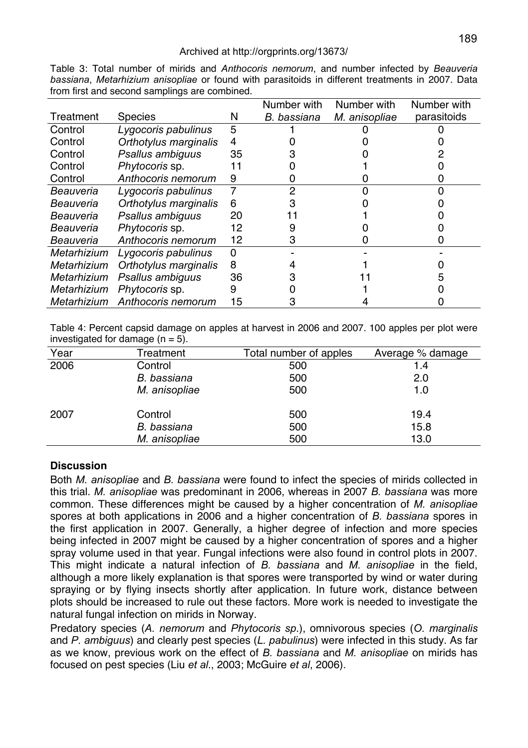Archived at http://orgprints.org/13673/

Table 3: Total number of mirids and *Anthocoris nemorum*, and number infected by *Beauveria bassiana*, *Metarhizium anisopliae* or found with parasitoids in different treatments in 2007. Data from first and second samplings are combined.

| Treatment | Species | N | Number with *B. bassiana* | Number with *M. anisopliae* | Number with parasitoids |
|---|---|---|---|---|---|
| Control | *Lygocoris pabulinus* | 5 | 1 | 0 | 0 |
| Control | *Orthotylus marginalis* | 4 | 0 | 0 | 0 |
| Control | *Psallus ambiguus* | 35 | 3 | 0 | 2 |
| Control | *Phytocoris* sp. | 11 | 0 | 1 | 0 |
| Control | *Anthocoris nemorum* | 9 | 0 | 0 | 0 |
| *Beauveria* | *Lygocoris pabulinus* | 7 | 2 | 0 | 0 |
| *Beauveria* | *Orthotylus marginalis* | 6 | 3 | 0 | 0 |
| *Beauveria* | *Psallus ambiguus* | 20 | 11 | 1 | 0 |
| *Beauveria* | *Phytocoris* sp. | 12 | 9 | 0 | 0 |
| *Beauveria* | *Anthocoris nemorum* | 12 | 3 | 0 | 0 |
| *Metarhizium* | *Lygocoris pabulinus* | 0 | - | - | - |
| *Metarhizium* | *Orthotylus marginalis* | 8 | 4 | 1 | 0 |
| *Metarhizium* | *Psallus ambiguus* | 36 | 3 | 11 | 5 |
| *Metarhizium* | *Phytocoris* sp. | 9 | 0 | 1 | 0 |
| *Metarhizium* | *Anthocoris nemorum* | 15 | 3 | 4 | 0 |

Table 4: Percent capsid damage on apples at harvest in 2006 and 2007. 100 apples per plot were investigated for damage (n = 5).

| Year | Treatment | Total number of apples | Average % damage |
|---|---|---|---|
| 2006 | Control | 500 | 1.4 |
| | *B. bassiana* | 500 | 2.0 |
| | *M. anisopliae* | 500 | 1.0 |
| 2007 | Control | 500 | 19.4 |
| | *B. bassiana* | 500 | 15.8 |
| | *M. anisopliae* | 500 | 13.0 |

## Discussion

Both *M. anisopliae* and *B. bassiana* were found to infect the species of mirids collected in this trial. *M. anisopliae* was predominant in 2006, whereas in 2007 *B. bassiana* was more common. These differences might be caused by a higher concentration of *M. anisopliae* spores at both applications in 2006 and a higher concentration of *B. bassiana* spores in the first application in 2007. Generally, a higher degree of infection and more species being infected in 2007 might be caused by a higher concentration of spores and a higher spray volume used in that year. Fungal infections were also found in control plots in 2007. This might indicate a natural infection of *B. bassiana* and *M. anisopliae* in the field, although a more likely explanation is that spores were transported by wind or water during spraying or by flying insects shortly after application. In future work, distance between plots should be increased to rule out these factors. More work is needed to investigate the natural fungal infection on mirids in Norway.

Predatory species (*A. nemorum* and *Phytocoris sp*.), omnivorous species (*O. marginalis* and *P. ambiguus*) and clearly pest species (*L. pabulinus*) were infected in this study. As far as we know, previous work on the effect of *B. bassiana* and *M. anisopliae* on mirids has focused on pest species (Liu *et al*., 2003; McGuire *et al*, 2006).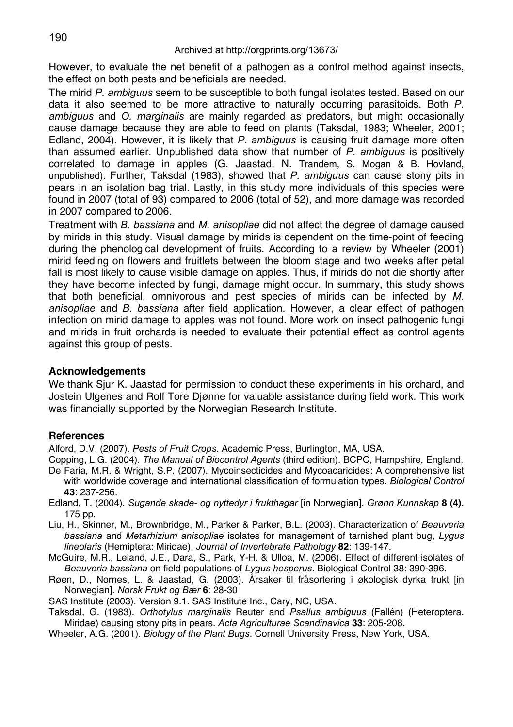However, to evaluate the net benefit of a pathogen as a control method against insects, the effect on both pests and beneficials are needed.

The mirid *P. ambiguus* seem to be susceptible to both fungal isolates tested. Based on our data it also seemed to be more attractive to naturally occurring parasitoids. Both *P. ambiguus* and *O. marginalis* are mainly regarded as predators, but might occasionally cause damage because they are able to feed on plants (Taksdal, 1983; Wheeler, 2001; Edland, 2004). However, it is likely that *P. ambiguus* is causing fruit damage more often than assumed earlier. Unpublished data show that number of *P. ambiguus* is positively correlated to damage in apples (G. Jaastad, N. Trandem, S. Mogan & B. Hovland, unpublished). Further, Taksdal (1983), showed that *P. ambiguus* can cause stony pits in pears in an isolation bag trial. Lastly, in this study more individuals of this species were found in 2007 (total of 93) compared to 2006 (total of 52), and more damage was recorded in 2007 compared to 2006.

Treatment with *B. bassiana* and *M. anisopliae* did not affect the degree of damage caused by mirids in this study. Visual damage by mirids is dependent on the time-point of feeding during the phenological development of fruits. According to a review by Wheeler (2001) mirid feeding on flowers and fruitlets between the bloom stage and two weeks after petal fall is most likely to cause visible damage on apples. Thus, if mirids do not die shortly after they have become infected by fungi, damage might occur. In summary, this study shows that both beneficial, omnivorous and pest species of mirids can be infected by *M. anisopliae* and *B. bassiana* after field application. However, a clear effect of pathogen infection on mirid damage to apples was not found. More work on insect pathogenic fungi and mirids in fruit orchards is needed to evaluate their potential effect as control agents against this group of pests.

## Acknowledgements

We thank Sjur K. Jaastad for permission to conduct these experiments in his orchard, and Jostein Ulgenes and Rolf Tore Djønne for valuable assistance during field work. This work was financially supported by the Norwegian Research Institute.

## References

Alford, D.V. (2007). *Pests of Fruit Crops*. Academic Press, Burlington, MA, USA.

Copping, L.G. (2004). *The Manual of Biocontrol Agents* (third edition). BCPC, Hampshire, England.

De Faria, M.R. & Wright, S.P. (2007). Mycoinsecticides and Mycoacaricides: A comprehensive list with worldwide coverage and international classification of formulation types. *Biological Control* **43**: 237-256.

Edland, T. (2004). *Sugande skade- og nyttedyr i frukthagar* [in Norwegian]. *Grønn Kunnskap* **8 (4)**. 175 pp.

Liu, H., Skinner, M., Brownbridge, M., Parker & Parker, B.L. (2003). Characterization of *Beauveria bassiana* and *Metarhizium anisopliae* isolates for management of tarnished plant bug, *Lygus lineolaris* (Hemiptera: Miridae). *Journal of Invertebrate Pathology* **82**: 139-147.

McGuire, M.R., Leland, J.E., Dara, S., Park, Y-H. & Ulloa, M. (2006). Effect of different isolates of *Beauveria bassiana* on field populations of *Lygus hesperus*. Biological Control 38: 390-396.

Røen, D., Nornes, L. & Jaastad, G. (2003). Årsaker til fråsortering i økologisk dyrka frukt [in Norwegian]. *Norsk Frukt og Bær* **6**: 28-30

SAS Institute (2003). Version 9.1. SAS Institute Inc., Cary, NC, USA.

Taksdal, G. (1983). *Orthotylus marginalis* Reuter and *Psallus ambiguus* (Fallén) (Heteroptera, Miridae) causing stony pits in pears. *Acta Agriculturae Scandinavica* **33**: 205-208.

Wheeler, A.G. (2001). *Biology of the Plant Bugs*. Cornell University Press, New York, USA.